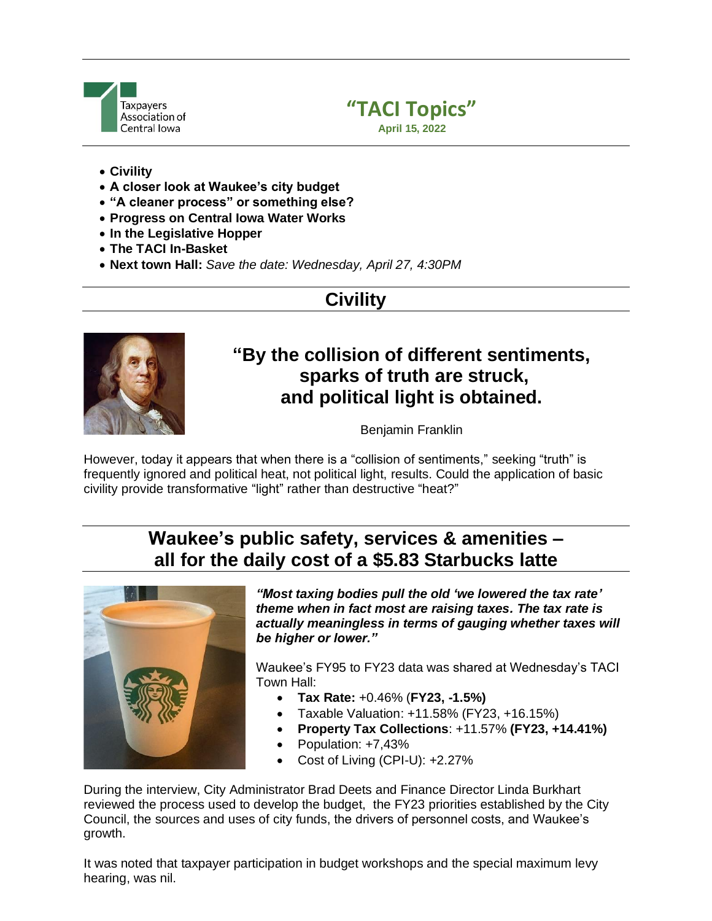Taxpayers Association of Central Iowa

# "TACI Topics"

**April 15, 2022**

- **Civility**
- **A closer look at Waukee's city budget**
- **"A cleaner process" or something else?**
- **Progress on Central Iowa Water Works**
- **In the Legislative Hopper**
- **The TACI In-Basket**
- **Next town Hall:** *Save the date: Wednesday, April 27, 4:30PM*

## Civility

### "By the collision of different sentiments, sparks of truth are struck, and political light is obtained.

Benjamin Franklin

However, today it appears that when there is a "collision of sentiments," seeking "truth" is frequently ignored and political heat, not political light, results. Could the application of basic civility provide transformative "light" rather than destructive "heat?"

## Waukee's public safety, services & amenities – all for the daily cost of a $5.83 Starbucks latte

***"Most taxing bodies pull the old 'we lowered the tax rate' theme when in fact most are raising taxes. The tax rate is actually meaningless in terms of gauging whether taxes will be higher or lower."***

Waukee's FY95 to FY23 data was shared at Wednesday's TACI Town Hall:

- **Tax Rate:** +0.46% (**FY23, -1.5%)**
- Taxable Valuation: +11.58% (FY23, +16.15%)
- **Property Tax Collections**: +11.57% **(FY23, +14.41%)**
- Population: +7,43%
- Cost of Living (CPI-U): +2.27%

During the interview, City Administrator Brad Deets and Finance Director Linda Burkhart reviewed the process used to develop the budget, the FY23 priorities established by the City Council, the sources and uses of city funds, the drivers of personnel costs, and Waukee's growth.

It was noted that taxpayer participation in budget workshops and the special maximum levy hearing, was nil.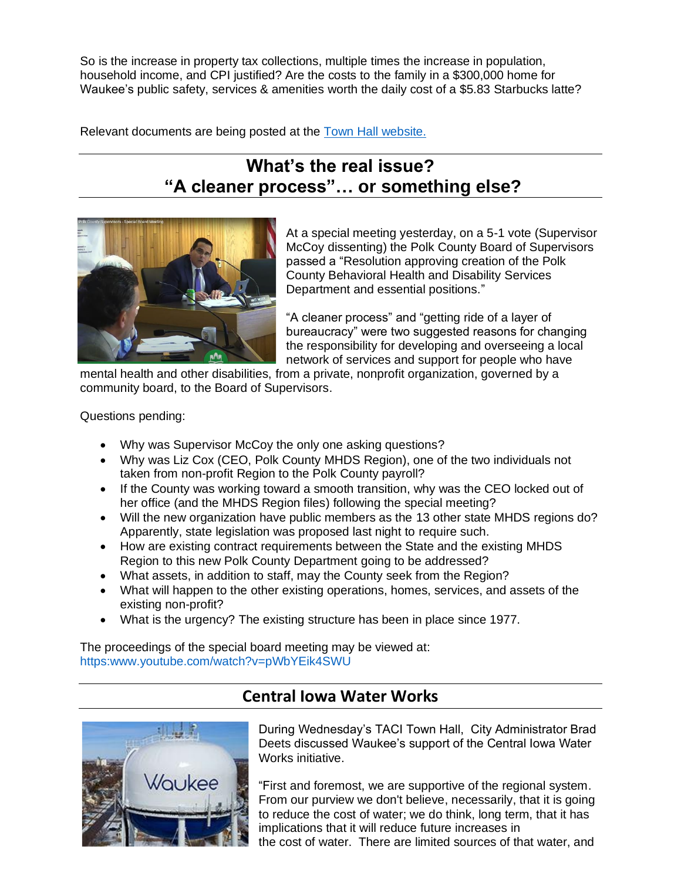So is the increase in property tax collections, multiple times the increase in population, household income, and CPI justified? Are the costs to the family in a $300,000 home for Waukee's public safety, services & amenities worth the daily cost of a $5.83 Starbucks latte?

Relevant documents are being posted at the [Town Hall website.](#)

## What's the real issue?
## "A cleaner process"… or something else?

At a special meeting yesterday, on a 5-1 vote (Supervisor McCoy dissenting) the Polk County Board of Supervisors passed a "Resolution approving creation of the Polk County Behavioral Health and Disability Services Department and essential positions."

"A cleaner process" and "getting ride of a layer of bureaucracy" were two suggested reasons for changing the responsibility for developing and overseeing a local network of services and support for people who have mental health and other disabilities, from a private, nonprofit organization, governed by a community board, to the Board of Supervisors.

Questions pending:

- Why was Supervisor McCoy the only one asking questions?
- Why was Liz Cox (CEO, Polk County MHDS Region), one of the two individuals not taken from non-profit Region to the Polk County payroll?
- If the County was working toward a smooth transition, why was the CEO locked out of her office (and the MHDS Region files) following the special meeting?
- Will the new organization have public members as the 13 other state MHDS regions do? Apparently, state legislation was proposed last night to require such.
- How are existing contract requirements between the State and the existing MHDS Region to this new Polk County Department going to be addressed?
- What assets, in addition to staff, may the County seek from the Region?
- What will happen to the other existing operations, homes, services, and assets of the existing non-profit?
- What is the urgency? The existing structure has been in place since 1977.

The proceedings of the special board meeting may be viewed at:
https:www.youtube.com/watch?v=pWbYEik4SWU

## Central Iowa Water Works

During Wednesday's TACI Town Hall, City Administrator Brad Deets discussed Waukee's support of the Central Iowa Water Works initiative.

"First and foremost, we are supportive of the regional system. From our purview we don't believe, necessarily, that it is going to reduce the cost of water; we do think, long term, that it has implications that it will reduce future increases in the cost of water. There are limited sources of that water, and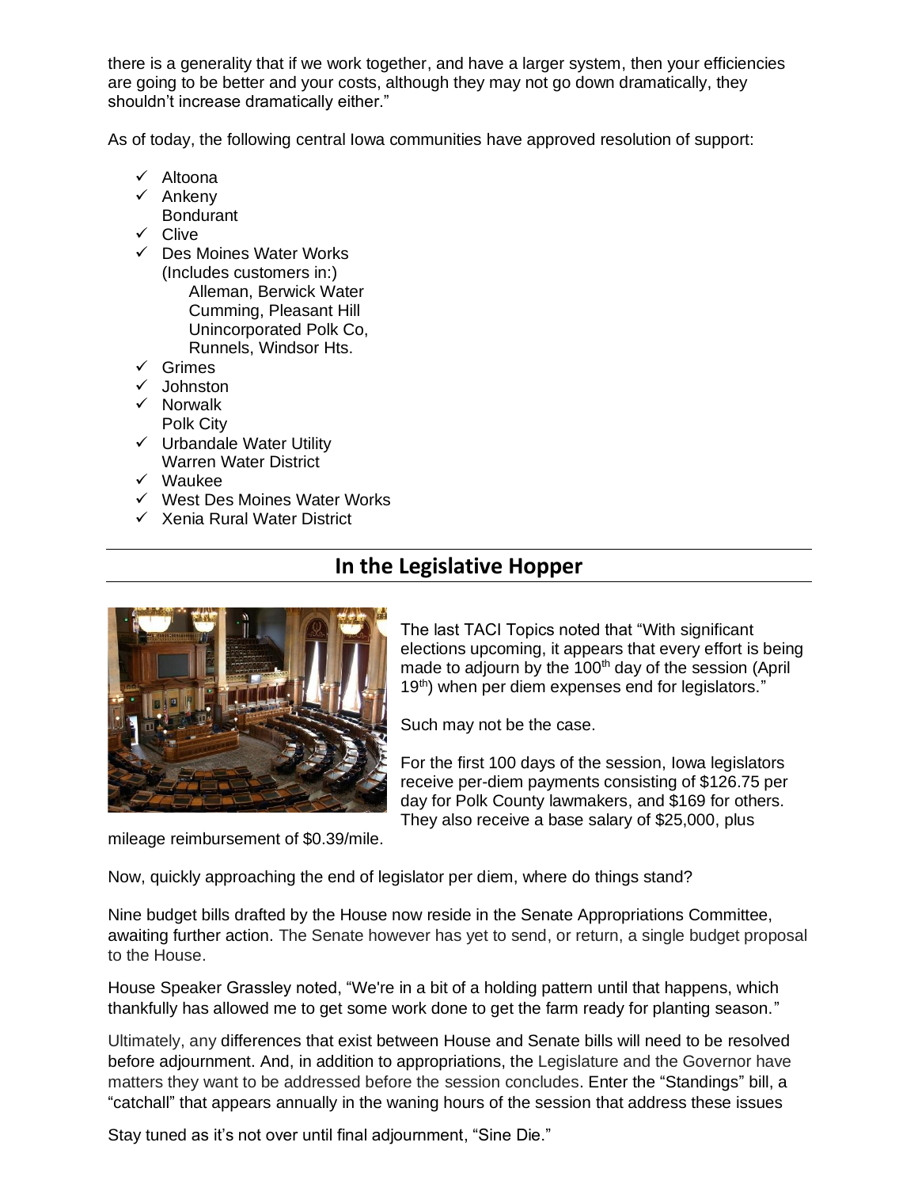there is a generality that if we work together, and have a larger system, then your efficiencies are going to be better and your costs, although they may not go down dramatically, they shouldn't increase dramatically either."

As of today, the following central Iowa communities have approved resolution of support:

- ✓ Altoona
- ✓ Ankeny
- Bondurant
- ✓ Clive
- ✓ Des Moines Water Works (Includes customers in:)
  - Alleman, Berwick Water
  - Cumming, Pleasant Hill
  - Unincorporated Polk Co,
  - Runnels, Windsor Hts.
- ✓ Grimes
- ✓ Johnston
- ✓ Norwalk
- Polk City
- ✓ Urbandale Water Utility
- Warren Water District
- ✓ Waukee
- ✓ West Des Moines Water Works
- ✓ Xenia Rural Water District

## In the Legislative Hopper

The last TACI Topics noted that "With significant elections upcoming, it appears that every effort is being made to adjourn by the 100th day of the session (April 19th) when per diem expenses end for legislators."

Such may not be the case.

For the first 100 days of the session, Iowa legislators receive per-diem payments consisting of $126.75 per day for Polk County lawmakers, and $169 for others. They also receive a base salary of $25,000, plus mileage reimbursement of $0.39/mile.

Now, quickly approaching the end of legislator per diem, where do things stand?

Nine budget bills drafted by the House now reside in the Senate Appropriations Committee, awaiting further action. The Senate however has yet to send, or return, a single budget proposal to the House.

House Speaker Grassley noted, "We're in a bit of a holding pattern until that happens, which thankfully has allowed me to get some work done to get the farm ready for planting season."

Ultimately, any differences that exist between House and Senate bills will need to be resolved before adjournment. And, in addition to appropriations, the Legislature and the Governor have matters they want to be addressed before the session concludes. Enter the "Standings" bill, a "catchall" that appears annually in the waning hours of the session that address these issues

Stay tuned as it's not over until final adjournment, "Sine Die."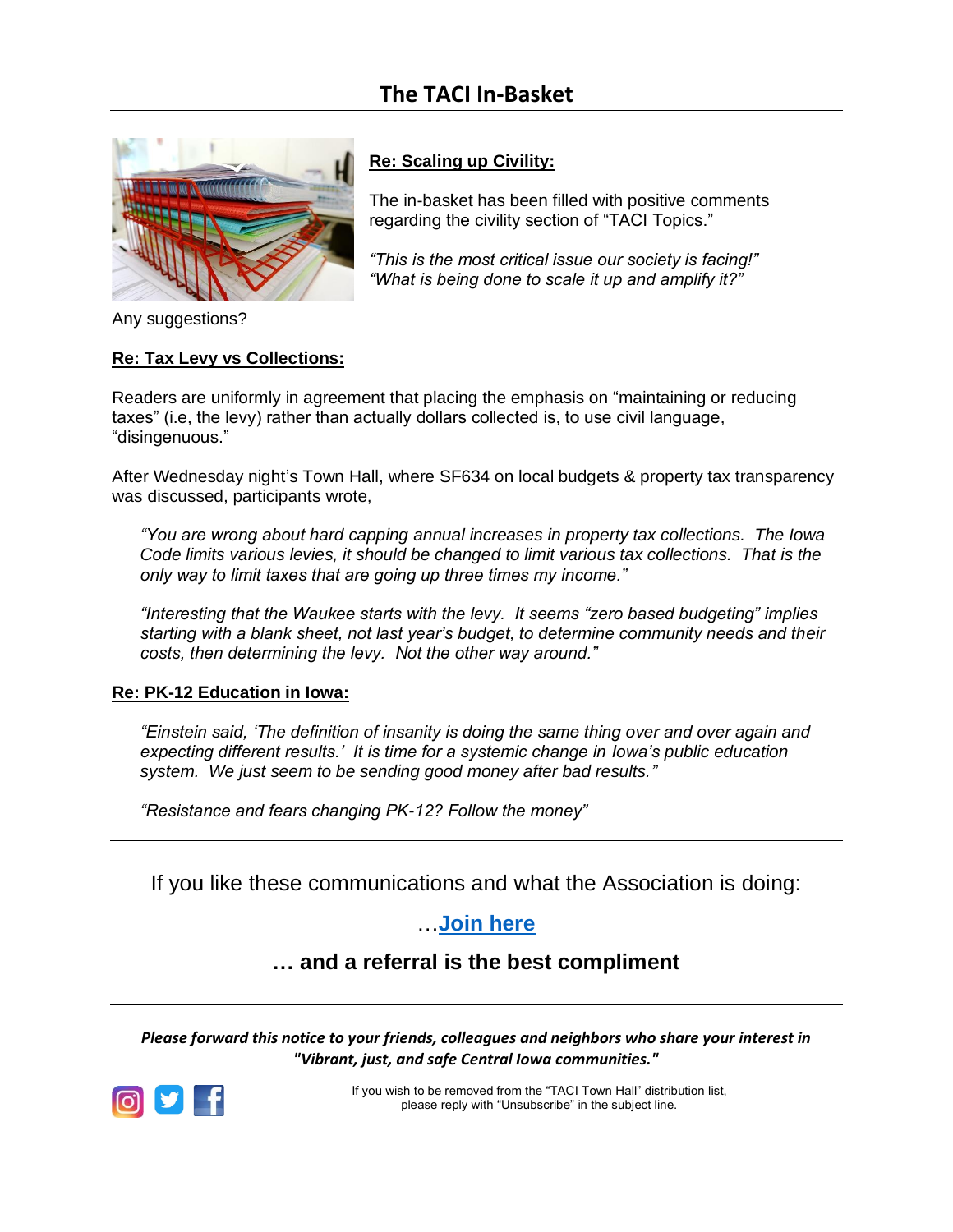## The TACI In-Basket

**Re: Scaling up Civility:**

The in-basket has been filled with positive comments regarding the civility section of "TACI Topics."

*"This is the most critical issue our society is facing!"*
*"What is being done to scale it up and amplify it?"*

Any suggestions?

**Re: Tax Levy vs Collections:**

Readers are uniformly in agreement that placing the emphasis on "maintaining or reducing taxes" (i.e, the levy) rather than actually dollars collected is, to use civil language, "disingenuous."

After Wednesday night's Town Hall, where SF634 on local budgets & property tax transparency was discussed, participants wrote,

> *"You are wrong about hard capping annual increases in property tax collections. The Iowa Code limits various levies, it should be changed to limit various tax collections. That is the only way to limit taxes that are going up three times my income."*
>
> *"Interesting that the Waukee starts with the levy. It seems "zero based budgeting" implies starting with a blank sheet, not last year's budget, to determine community needs and their costs, then determining the levy. Not the other way around."*

**Re: PK-12 Education in Iowa:**

> *"Einstein said, 'The definition of insanity is doing the same thing over and over again and expecting different results.' It is time for a systemic change in Iowa's public education system. We just seem to be sending good money after bad results."*
>
> *"Resistance and fears changing PK-12? Follow the money"*

---

If you like these communications and what the Association is doing:

…**Join here**

**… and a referral is the best compliment**

---

***Please forward this notice to your friends, colleagues and neighbors who share your interest in "Vibrant, just, and safe Central Iowa communities."***

If you wish to be removed from the "TACI Town Hall" distribution list, please reply with "Unsubscribe" in the subject line.